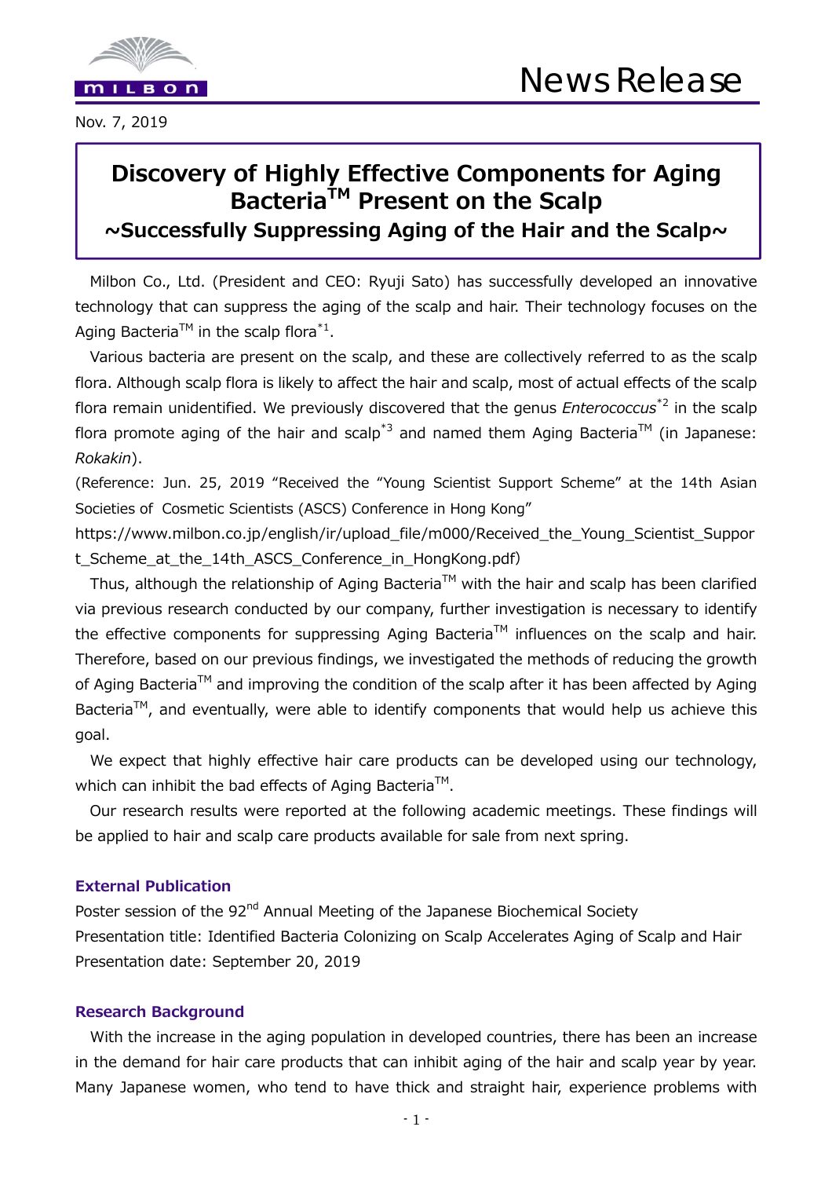News Release

Nov. 7, 2019

# Discovery of Highly Effective Components for Aging Bacteria$^{TM}$ Present on the Scalp

## ~Successfully Suppressing Aging of the Hair and the Scalp~

Milbon Co., Ltd. (President and CEO: Ryuji Sato) has successfully developed an innovative technology that can suppress the aging of the scalp and hair. Their technology focuses on the Aging Bacteria$^{TM}$ in the scalp flora[*1].

Various bacteria are present on the scalp, and these are collectively referred to as the scalp flora. Although scalp flora is likely to affect the hair and scalp, most of actual effects of the scalp flora remain unidentified. We previously discovered that the genus *Enterococcus*[*2] in the scalp flora promote aging of the hair and scalp[*3] and named them Aging Bacteria$^{TM}$ (in Japanese: *Rokakin*).

(Reference: Jun. 25, 2019 "Received the "Young Scientist Support Scheme" at the 14th Asian Societies of Cosmetic Scientists (ASCS) Conference in Hong Kong" https://www.milbon.co.jp/english/ir/upload_file/m000/Received_the_Young_Scientist_Support_Scheme_at_the_14th_ASCS_Conference_in_HongKong.pdf)

Thus, although the relationship of Aging Bacteria$^{TM}$ with the hair and scalp has been clarified via previous research conducted by our company, further investigation is necessary to identify the effective components for suppressing Aging Bacteria$^{TM}$ influences on the scalp and hair. Therefore, based on our previous findings, we investigated the methods of reducing the growth of Aging Bacteria$^{TM}$ and improving the condition of the scalp after it has been affected by Aging Bacteria$^{TM}$, and eventually, were able to identify components that would help us achieve this goal.

We expect that highly effective hair care products can be developed using our technology, which can inhibit the bad effects of Aging Bacteria$^{TM}$.

Our research results were reported at the following academic meetings. These findings will be applied to hair and scalp care products available for sale from next spring.

### External Publication

Poster session of the 92$^{nd}$ Annual Meeting of the Japanese Biochemical Society
Presentation title: Identified Bacteria Colonizing on Scalp Accelerates Aging of Scalp and Hair
Presentation date: September 20, 2019

### Research Background

With the increase in the aging population in developed countries, there has been an increase in the demand for hair care products that can inhibit aging of the hair and scalp year by year. Many Japanese women, who tend to have thick and straight hair, experience problems with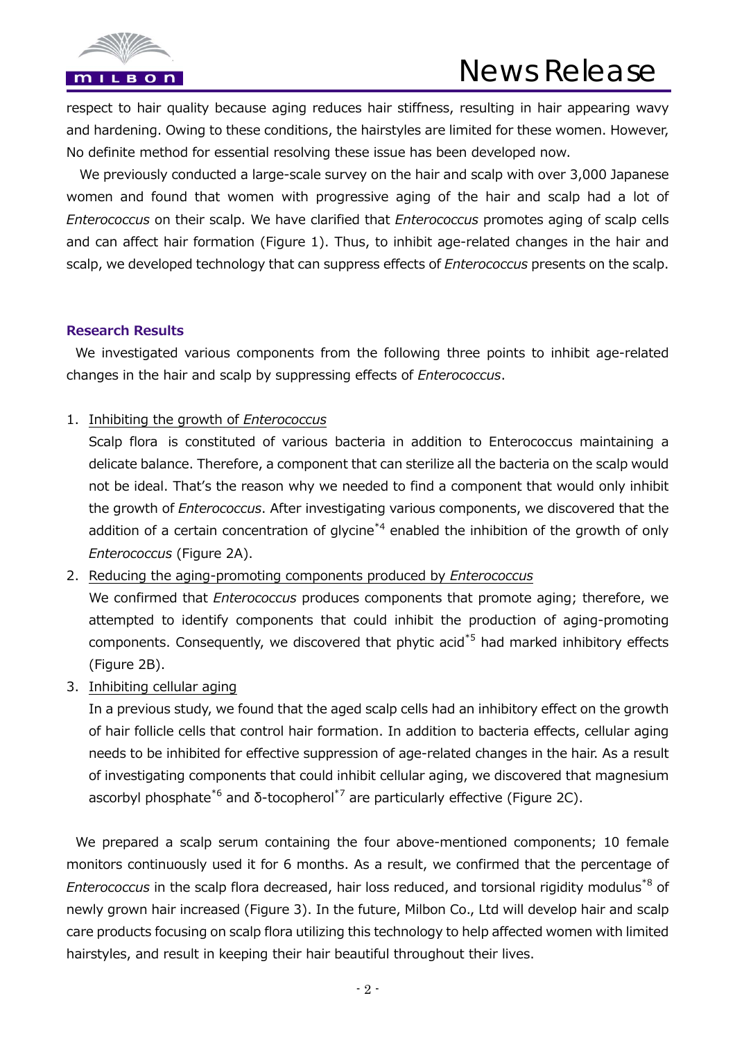respect to hair quality because aging reduces hair stiffness, resulting in hair appearing wavy and hardening. Owing to these conditions, the hairstyles are limited for these women. However, No definite method for essential resolving these issue has been developed now.

We previously conducted a large-scale survey on the hair and scalp with over 3,000 Japanese women and found that women with progressive aging of the hair and scalp had a lot of *Enterococcus* on their scalp. We have clarified that *Enterococcus* promotes aging of scalp cells and can affect hair formation (Figure 1). Thus, to inhibit age-related changes in the hair and scalp, we developed technology that can suppress effects of *Enterococcus* presents on the scalp.

### Research Results

We investigated various components from the following three points to inhibit age-related changes in the hair and scalp by suppressing effects of *Enterococcus*.

1. Inhibiting the growth of *Enterococcus*

   Scalp flora is constituted of various bacteria in addition to Enterococcus maintaining a delicate balance. Therefore, a component that can sterilize all the bacteria on the scalp would not be ideal. That's the reason why we needed to find a component that would only inhibit the growth of *Enterococcus*. After investigating various components, we discovered that the addition of a certain concentration of glycine[*4] enabled the inhibition of the growth of only *Enterococcus* (Figure 2A).

2. Reducing the aging-promoting components produced by *Enterococcus*

   We confirmed that *Enterococcus* produces components that promote aging; therefore, we attempted to identify components that could inhibit the production of aging-promoting components. Consequently, we discovered that phytic acid[*5] had marked inhibitory effects (Figure 2B).

3. Inhibiting cellular aging

   In a previous study, we found that the aged scalp cells had an inhibitory effect on the growth of hair follicle cells that control hair formation. In addition to bacteria effects, cellular aging needs to be inhibited for effective suppression of age-related changes in the hair. As a result of investigating components that could inhibit cellular aging, we discovered that magnesium ascorbyl phosphate[*6] and δ-tocopherol[*7] are particularly effective (Figure 2C).

We prepared a scalp serum containing the four above-mentioned components; 10 female monitors continuously used it for 6 months. As a result, we confirmed that the percentage of *Enterococcus* in the scalp flora decreased, hair loss reduced, and torsional rigidity modulus[*8] of newly grown hair increased (Figure 3). In the future, Milbon Co., Ltd will develop hair and scalp care products focusing on scalp flora utilizing this technology to help affected women with limited hairstyles, and result in keeping their hair beautiful throughout their lives.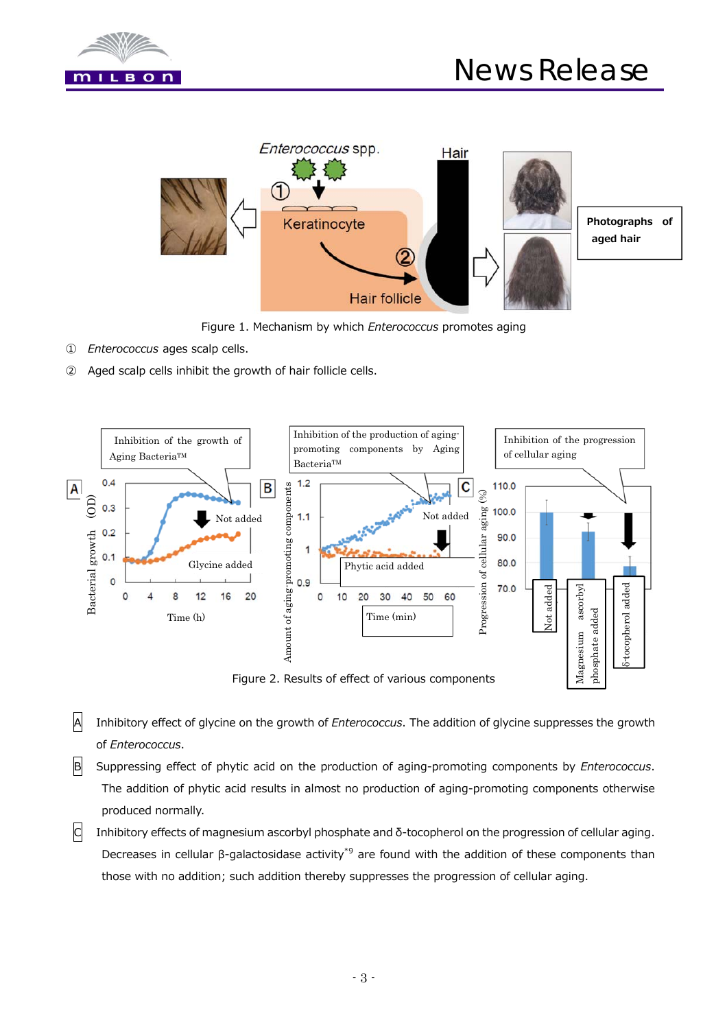Figure 1. Mechanism by which *Enterococcus* promotes aging

① *Enterococcus* ages scalp cells.

② Aged scalp cells inhibit the growth of hair follicle cells.

Figure 2. Results of effect of various components

A Inhibitory effect of glycine on the growth of *Enterococcus*. The addition of glycine suppresses the growth of *Enterococcus*.

B Suppressing effect of phytic acid on the production of aging-promoting components by *Enterococcus*. The addition of phytic acid results in almost no production of aging-promoting components otherwise produced normally.

C Inhibitory effects of magnesium ascorbyl phosphate and δ-tocopherol on the progression of cellular aging. Decreases in cellular β-galactosidase activity*9 are found with the addition of these components than those with no addition; such addition thereby suppresses the progression of cellular aging.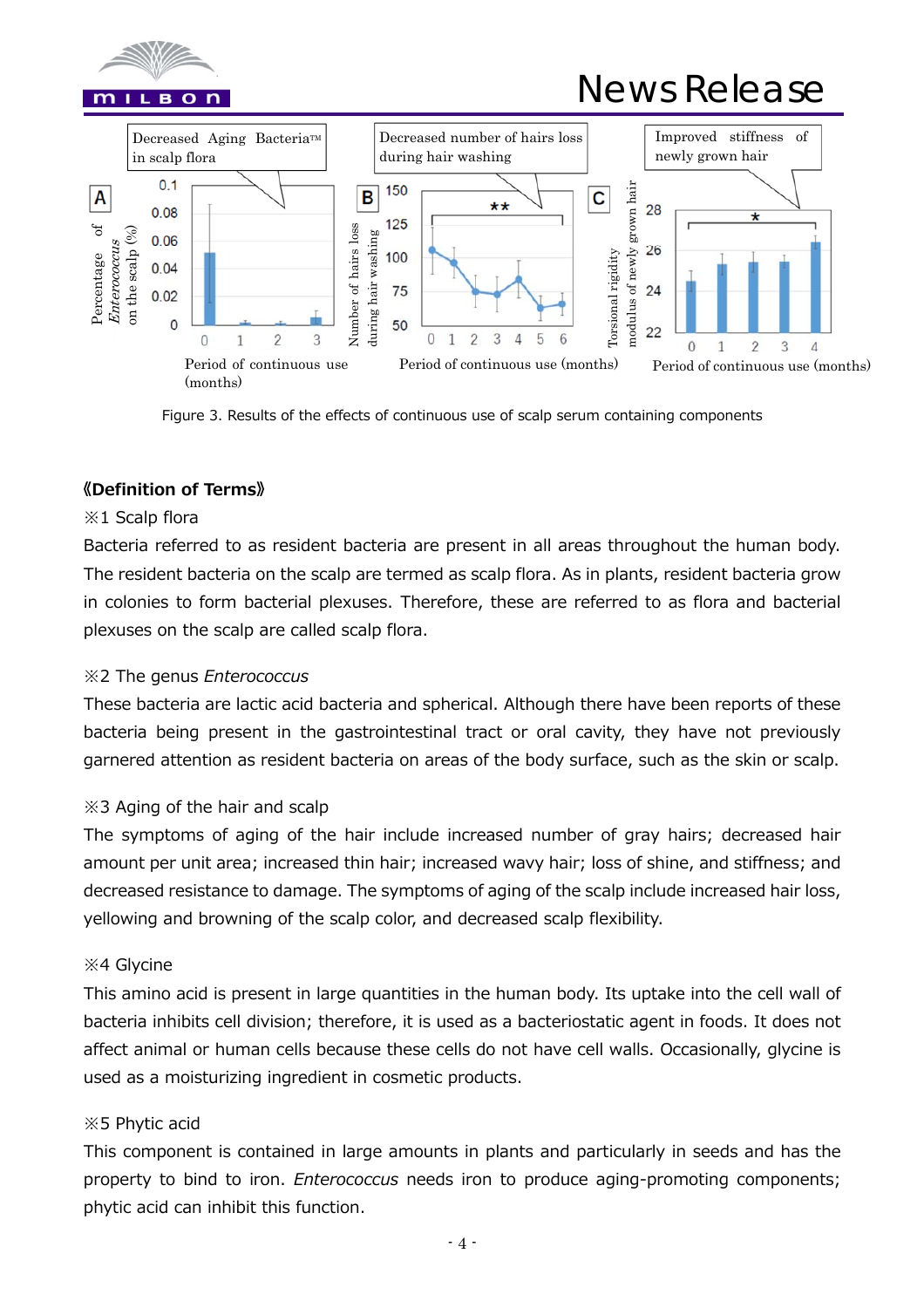Figure 3. Results of the effects of continuous use of scalp serum containing components

**《Definition of Terms》**

※1 Scalp flora

Bacteria referred to as resident bacteria are present in all areas throughout the human body. The resident bacteria on the scalp are termed as scalp flora. As in plants, resident bacteria grow in colonies to form bacterial plexuses. Therefore, these are referred to as flora and bacterial plexuses on the scalp are called scalp flora.

※2 The genus *Enterococcus*

These bacteria are lactic acid bacteria and spherical. Although there have been reports of these bacteria being present in the gastrointestinal tract or oral cavity, they have not previously garnered attention as resident bacteria on areas of the body surface, such as the skin or scalp.

※3 Aging of the hair and scalp

The symptoms of aging of the hair include increased number of gray hairs; decreased hair amount per unit area; increased thin hair; increased wavy hair; loss of shine, and stiffness; and decreased resistance to damage. The symptoms of aging of the scalp include increased hair loss, yellowing and browning of the scalp color, and decreased scalp flexibility.

※4 Glycine

This amino acid is present in large quantities in the human body. Its uptake into the cell wall of bacteria inhibits cell division; therefore, it is used as a bacteriostatic agent in foods. It does not affect animal or human cells because these cells do not have cell walls. Occasionally, glycine is used as a moisturizing ingredient in cosmetic products.

※5 Phytic acid

This component is contained in large amounts in plants and particularly in seeds and has the property to bind to iron. *Enterococcus* needs iron to produce aging-promoting components; phytic acid can inhibit this function.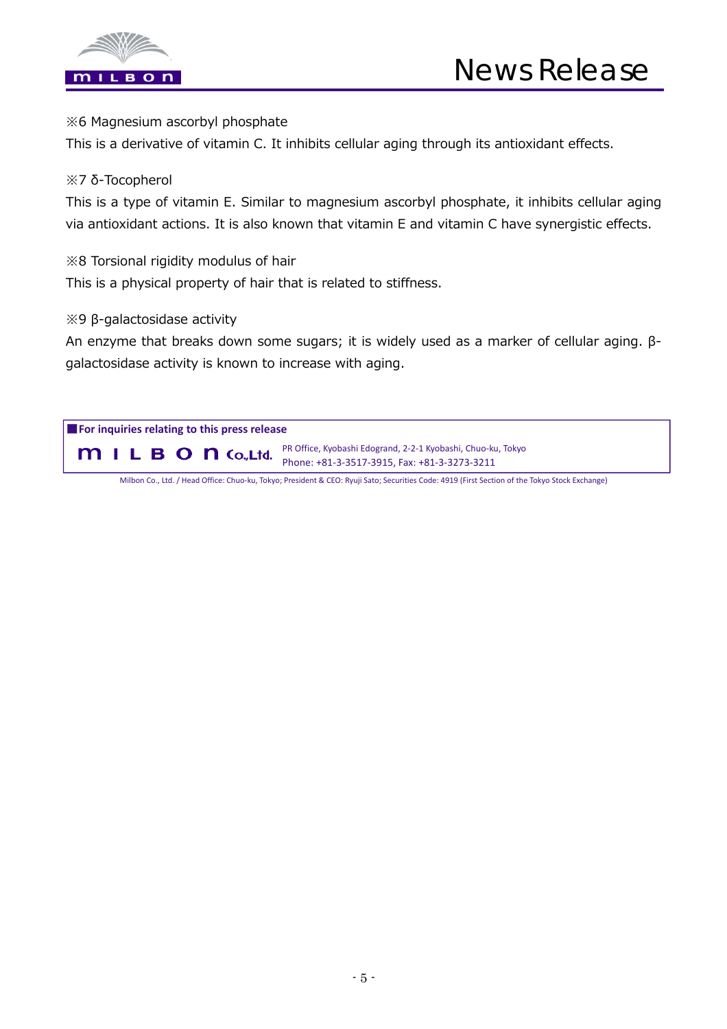※6 Magnesium ascorbyl phosphate

This is a derivative of vitamin C. It inhibits cellular aging through its antioxidant effects.

※7 δ-Tocopherol

This is a type of vitamin E. Similar to magnesium ascorbyl phosphate, it inhibits cellular aging via antioxidant actions. It is also known that vitamin E and vitamin C have synergistic effects.

※8 Torsional rigidity modulus of hair

This is a physical property of hair that is related to stiffness.

※9 β-galactosidase activity

An enzyme that breaks down some sugars; it is widely used as a marker of cellular aging. β-galactosidase activity is known to increase with aging.

**■For inquiries relating to this press release**

**MILBON Co.,Ltd.** PR Office, Kyobashi Edogrand, 2-2-1 Kyobashi, Chuo-ku, Tokyo
Phone: +81-3-3517-3915, Fax: +81-3-3273-3211

Milbon Co., Ltd. / Head Office: Chuo-ku, Tokyo; President & CEO: Ryuji Sato; Securities Code: 4919 (First Section of the Tokyo Stock Exchange)